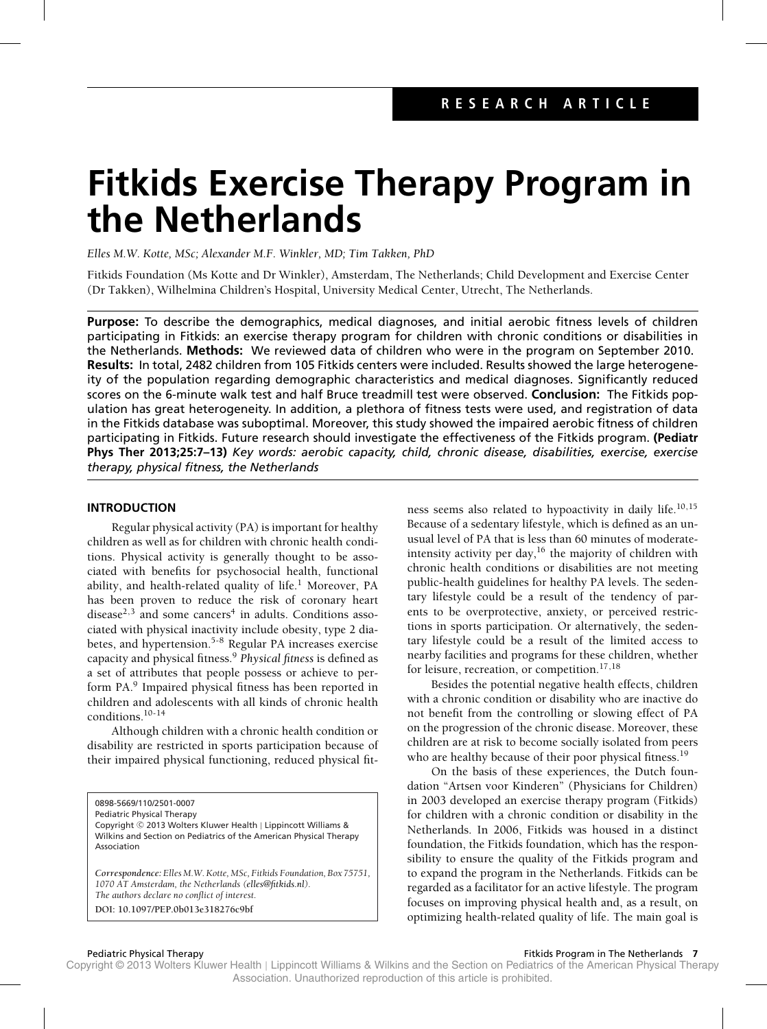RESEARCH ARTICLE

# Fitkids Exercise Therapy Program in the Netherlands

*Elles M.W. Kotte, MSc; Alexander M.F. Winkler, MD; Tim Takken, PhD*

Fitkids Foundation (Ms Kotte and Dr Winkler), Amsterdam, The Netherlands; Child Development and Exercise Center (Dr Takken), Wilhelmina Children's Hospital, University Medical Center, Utrecht, The Netherlands.

**Purpose:** To describe the demographics, medical diagnoses, and initial aerobic fitness levels of children participating in Fitkids: an exercise therapy program for children with chronic conditions or disabilities in the Netherlands. **Methods:** We reviewed data of children who were in the program on September 2010. **Results:** In total, 2482 children from 105 Fitkids centers were included. Results showed the large heterogeneity of the population regarding demographic characteristics and medical diagnoses. Significantly reduced scores on the 6-minute walk test and half Bruce treadmill test were observed. **Conclusion:** The Fitkids population has great heterogeneity. In addition, a plethora of fitness tests were used, and registration of data in the Fitkids database was suboptimal. Moreover, this study showed the impaired aerobic fitness of children participating in Fitkids. Future research should investigate the effectiveness of the Fitkids program. **(Pediatr Phys Ther 2013;25:7–13)** *Key words: aerobic capacity, child, chronic disease, disabilities, exercise, exercise therapy, physical fitness, the Netherlands*

## INTRODUCTION

Regular physical activity (PA) is important for healthy children as well as for children with chronic health conditions. Physical activity is generally thought to be associated with benefits for psychosocial health, functional ability, and health-related quality of life.[1] Moreover, PA has been proven to reduce the risk of coronary heart disease[2,3] and some cancers[4] in adults. Conditions associated with physical inactivity include obesity, type 2 diabetes, and hypertension.[5-8] Regular PA increases exercise capacity and physical fitness.[9] *Physical fitness* is defined as a set of attributes that people possess or achieve to perform PA.[9] Impaired physical fitness has been reported in children and adolescents with all kinds of chronic health conditions.[10-14]

Although children with a chronic health condition or disability are restricted in sports participation because of their impaired physical functioning, reduced physical fitness seems also related to hypoactivity in daily life.[10,15] Because of a sedentary lifestyle, which is defined as an unusual level of PA that is less than 60 minutes of moderate-intensity activity per day,[16] the majority of children with chronic health conditions or disabilities are not meeting public-health guidelines for healthy PA levels. The sedentary lifestyle could be a result of the tendency of parents to be overprotective, anxiety, or perceived restrictions in sports participation. Or alternatively, the sedentary lifestyle could be a result of the limited access to nearby facilities and programs for these children, whether for leisure, recreation, or competition.[17,18]

Besides the potential negative health effects, children with a chronic condition or disability who are inactive do not benefit from the controlling or slowing effect of PA on the progression of the chronic disease. Moreover, these children are at risk to become socially isolated from peers who are healthy because of their poor physical fitness.[19]

On the basis of these experiences, the Dutch foundation "Artsen voor Kinderen" (Physicians for Children) in 2003 developed an exercise therapy program (Fitkids) for children with a chronic condition or disability in the Netherlands. In 2006, Fitkids was housed in a distinct foundation, the Fitkids foundation, which has the responsibility to ensure the quality of the Fitkids program and to expand the program in the Netherlands. Fitkids can be regarded as a facilitator for an active lifestyle. The program focuses on improving physical health and, as a result, on optimizing health-related quality of life. The main goal is

0898-5669/110/2501-0007
Pediatric Physical Therapy
Copyright © 2013 Wolters Kluwer Health | Lippincott Williams & Wilkins and Section on Pediatrics of the American Physical Therapy Association

*Correspondence: Elles M.W. Kotte, MSc, Fitkids Foundation, Box 75751, 1070 AT Amsterdam, the Netherlands (elles@fitkids.nl).*
*The authors declare no conflict of interest.*
DOI: 10.1097/PEP.0b013e318276c9bf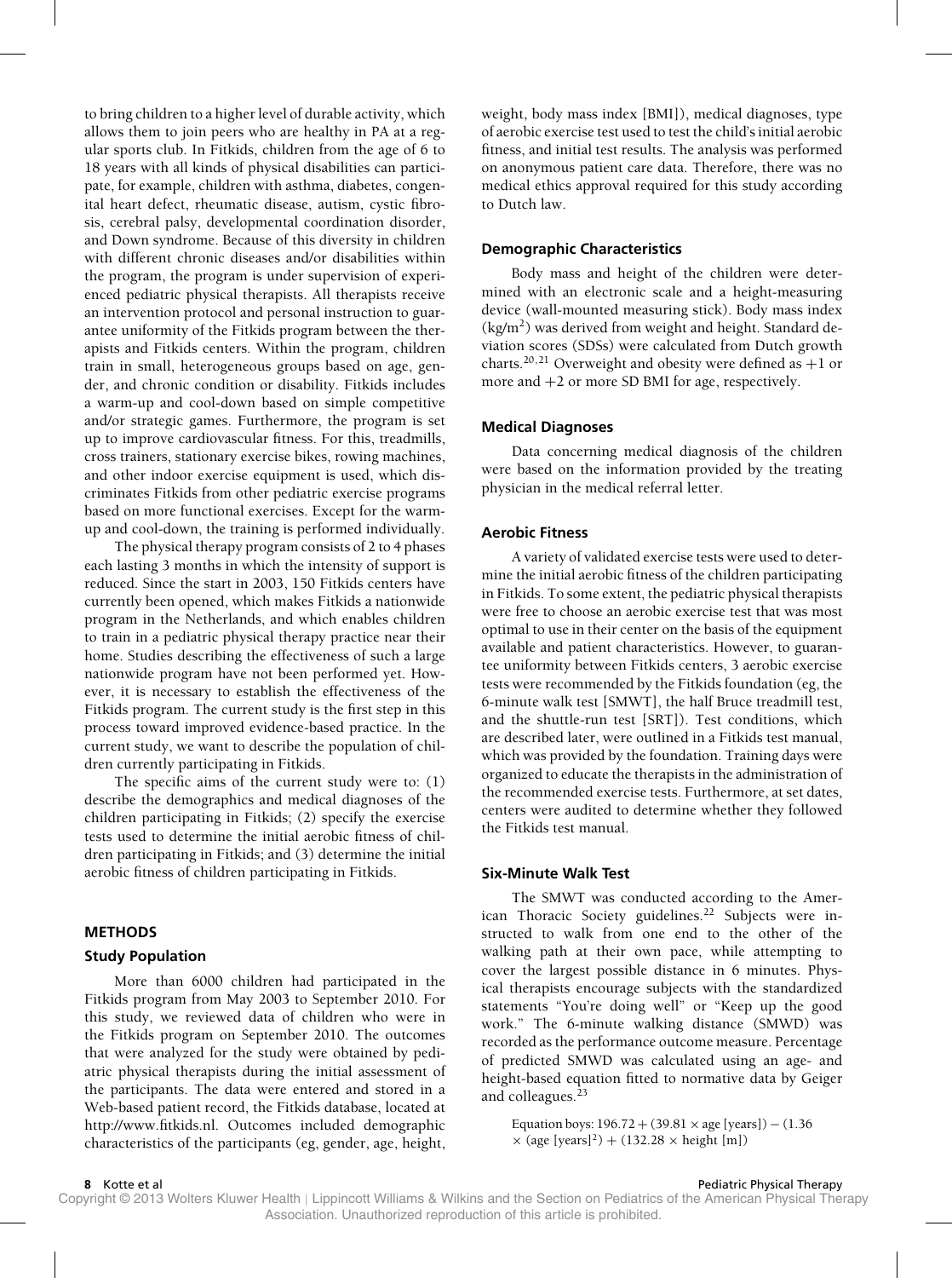to bring children to a higher level of durable activity, which allows them to join peers who are healthy in PA at a regular sports club. In Fitkids, children from the age of 6 to 18 years with all kinds of physical disabilities can participate, for example, children with asthma, diabetes, congenital heart defect, rheumatic disease, autism, cystic fibrosis, cerebral palsy, developmental coordination disorder, and Down syndrome. Because of this diversity in children with different chronic diseases and/or disabilities within the program, the program is under supervision of experienced pediatric physical therapists. All therapists receive an intervention protocol and personal instruction to guarantee uniformity of the Fitkids program between the therapists and Fitkids centers. Within the program, children train in small, heterogeneous groups based on age, gender, and chronic condition or disability. Fitkids includes a warm-up and cool-down based on simple competitive and/or strategic games. Furthermore, the program is set up to improve cardiovascular fitness. For this, treadmills, cross trainers, stationary exercise bikes, rowing machines, and other indoor exercise equipment is used, which discriminates Fitkids from other pediatric exercise programs based on more functional exercises. Except for the warm-up and cool-down, the training is performed individually.

The physical therapy program consists of 2 to 4 phases each lasting 3 months in which the intensity of support is reduced. Since the start in 2003, 150 Fitkids centers have currently been opened, which makes Fitkids a nationwide program in the Netherlands, and which enables children to train in a pediatric physical therapy practice near their home. Studies describing the effectiveness of such a large nationwide program have not been performed yet. However, it is necessary to establish the effectiveness of the Fitkids program. The current study is the first step in this process toward improved evidence-based practice. In the current study, we want to describe the population of children currently participating in Fitkids.

The specific aims of the current study were to: (1) describe the demographics and medical diagnoses of the children participating in Fitkids; (2) specify the exercise tests used to determine the initial aerobic fitness of children participating in Fitkids; and (3) determine the initial aerobic fitness of children participating in Fitkids.

## METHODS

### Study Population

More than 6000 children had participated in the Fitkids program from May 2003 to September 2010. For this study, we reviewed data of children who were in the Fitkids program on September 2010. The outcomes that were analyzed for the study were obtained by pediatric physical therapists during the initial assessment of the participants. The data were entered and stored in a Web-based patient record, the Fitkids database, located at http://www.fitkids.nl. Outcomes included demographic characteristics of the participants (eg, gender, age, height, weight, body mass index [BMI]), medical diagnoses, type of aerobic exercise test used to test the child's initial aerobic fitness, and initial test results. The analysis was performed on anonymous patient care data. Therefore, there was no medical ethics approval required for this study according to Dutch law.

### Demographic Characteristics

Body mass and height of the children were determined with an electronic scale and a height-measuring device (wall-mounted measuring stick). Body mass index (kg/m$^2$) was derived from weight and height. Standard deviation scores (SDSs) were calculated from Dutch growth charts.[20,21] Overweight and obesity were defined as +1 or more and +2 or more SD BMI for age, respectively.

### Medical Diagnoses

Data concerning medical diagnosis of the children were based on the information provided by the treating physician in the medical referral letter.

### Aerobic Fitness

A variety of validated exercise tests were used to determine the initial aerobic fitness of the children participating in Fitkids. To some extent, the pediatric physical therapists were free to choose an aerobic exercise test that was most optimal to use in their center on the basis of the equipment available and patient characteristics. However, to guarantee uniformity between Fitkids centers, 3 aerobic exercise tests were recommended by the Fitkids foundation (eg, the 6-minute walk test [SMWT], the half Bruce treadmill test, and the shuttle-run test [SRT]). Test conditions, which are described later, were outlined in a Fitkids test manual, which was provided by the foundation. Training days were organized to educate the therapists in the administration of the recommended exercise tests. Furthermore, at set dates, centers were audited to determine whether they followed the Fitkids test manual.

### Six-Minute Walk Test

The SMWT was conducted according to the American Thoracic Society guidelines.[22] Subjects were instructed to walk from one end to the other of the walking path at their own pace, while attempting to cover the largest possible distance in 6 minutes. Physical therapists encourage subjects with the standardized statements "You're doing well" or "Keep up the good work." The 6-minute walking distance (SMWD) was recorded as the performance outcome measure. Percentage of predicted SMWD was calculated using an age- and height-based equation fitted to normative data by Geiger and colleagues.[23]

Equation boys: $196.72 + (39.81 \times \text{age [years]}) - (1.36 \times (\text{age [years]}^2) + (132.28 \times \text{height [m]})$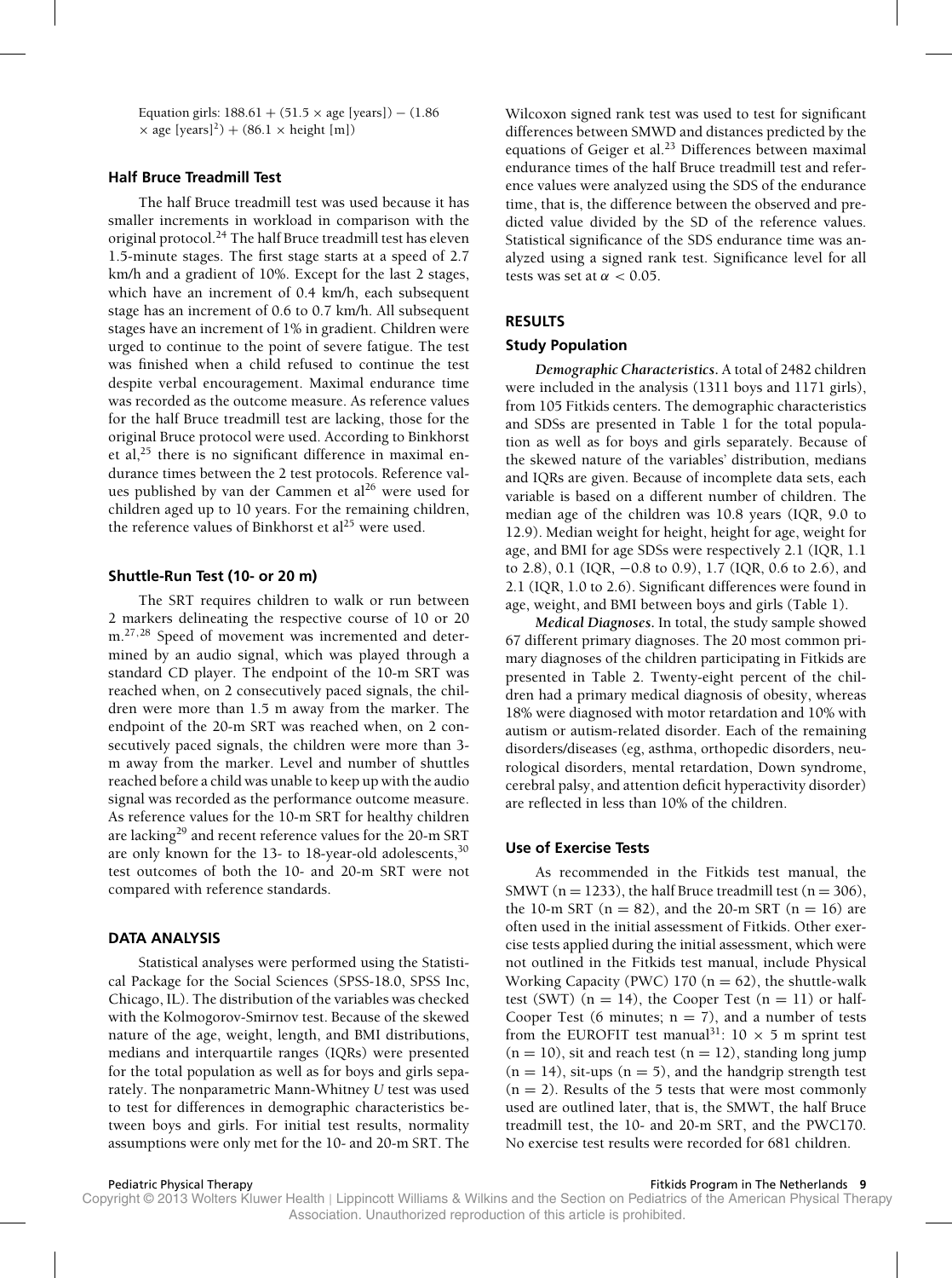Equation girls: $188.61 + (51.5 \times \text{age [years]}) - (1.86 \times \text{age [years]}^2) + (86.1 \times \text{height [m]})$

### Half Bruce Treadmill Test

The half Bruce treadmill test was used because it has smaller increments in workload in comparison with the original protocol.[24] The half Bruce treadmill test has eleven 1.5-minute stages. The first stage starts at a speed of 2.7 km/h and a gradient of 10%. Except for the last 2 stages, which have an increment of 0.4 km/h, each subsequent stage has an increment of 0.6 to 0.7 km/h. All subsequent stages have an increment of 1% in gradient. Children were urged to continue to the point of severe fatigue. The test was finished when a child refused to continue the test despite verbal encouragement. Maximal endurance time was recorded as the outcome measure. As reference values for the half Bruce treadmill test are lacking, those for the original Bruce protocol were used. According to Binkhorst et al,[25] there is no significant difference in maximal endurance times between the 2 test protocols. Reference values published by van der Cammen et al[26] were used for children aged up to 10 years. For the remaining children, the reference values of Binkhorst et al[25] were used.

### Shuttle-Run Test (10- or 20 m)

The SRT requires children to walk or run between 2 markers delineating the respective course of 10 or 20 m.[27,28] Speed of movement was incremented and determined by an audio signal, which was played through a standard CD player. The endpoint of the 10-m SRT was reached when, on 2 consecutively paced signals, the children were more than 1.5 m away from the marker. The endpoint of the 20-m SRT was reached when, on 2 consecutively paced signals, the children were more than 3-m away from the marker. Level and number of shuttles reached before a child was unable to keep up with the audio signal was recorded as the performance outcome measure. As reference values for the 10-m SRT for healthy children are lacking[29] and recent reference values for the 20-m SRT are only known for the 13- to 18-year-old adolescents,[30] test outcomes of both the 10- and 20-m SRT were not compared with reference standards.

## DATA ANALYSIS

Statistical analyses were performed using the Statistical Package for the Social Sciences (SPSS-18.0, SPSS Inc, Chicago, IL). The distribution of the variables was checked with the Kolmogorov-Smirnov test. Because of the skewed nature of the age, weight, length, and BMI distributions, medians and interquartile ranges (IQRs) were presented for the total population as well as for boys and girls separately. The nonparametric Mann-Whitney *U* test was used to test for differences in demographic characteristics between boys and girls. For initial test results, normality assumptions were only met for the 10- and 20-m SRT. The Wilcoxon signed rank test was used to test for significant differences between SMWD and distances predicted by the equations of Geiger et al.[23] Differences between maximal endurance times of the half Bruce treadmill test and reference values were analyzed using the SDS of the endurance time, that is, the difference between the observed and predicted value divided by the SD of the reference values. Statistical significance of the SDS endurance time was analyzed using a signed rank test. Significance level for all tests was set at $\alpha < 0.05$.

## RESULTS

### Study Population

***Demographic Characteristics.*** A total of 2482 children were included in the analysis (1311 boys and 1171 girls), from 105 Fitkids centers. The demographic characteristics and SDSs are presented in Table 1 for the total population as well as for boys and girls separately. Because of the skewed nature of the variables' distribution, medians and IQRs are given. Because of incomplete data sets, each variable is based on a different number of children. The median age of the children was 10.8 years (IQR, 9.0 to 12.9). Median weight for height, height for age, weight for age, and BMI for age SDSs were respectively 2.1 (IQR, 1.1 to 2.8), 0.1 (IQR, −0.8 to 0.9), 1.7 (IQR, 0.6 to 2.6), and 2.1 (IQR, 1.0 to 2.6). Significant differences were found in age, weight, and BMI between boys and girls (Table 1).

***Medical Diagnoses.*** In total, the study sample showed 67 different primary diagnoses. The 20 most common primary diagnoses of the children participating in Fitkids are presented in Table 2. Twenty-eight percent of the children had a primary medical diagnosis of obesity, whereas 18% were diagnosed with motor retardation and 10% with autism or autism-related disorder. Each of the remaining disorders/diseases (eg, asthma, orthopedic disorders, neurological disorders, mental retardation, Down syndrome, cerebral palsy, and attention deficit hyperactivity disorder) are reflected in less than 10% of the children.

### Use of Exercise Tests

As recommended in the Fitkids test manual, the SMWT (n = 1233), the half Bruce treadmill test (n = 306), the 10-m SRT (n = 82), and the 20-m SRT (n = 16) are often used in the initial assessment of Fitkids. Other exercise tests applied during the initial assessment, which were not outlined in the Fitkids test manual, include Physical Working Capacity (PWC) 170 (n = 62), the shuttle-walk test (SWT) (n = 14), the Cooper Test (n = 11) or half-Cooper Test (6 minutes; n = 7), and a number of tests from the EUROFIT test manual[31]: 10 × 5 m sprint test (n = 10), sit and reach test (n = 12), standing long jump (n = 14), sit-ups (n = 5), and the handgrip strength test (n = 2). Results of the 5 tests that were most commonly used are outlined later, that is, the SMWT, the half Bruce treadmill test, the 10- and 20-m SRT, and the PWC170. No exercise test results were recorded for 681 children.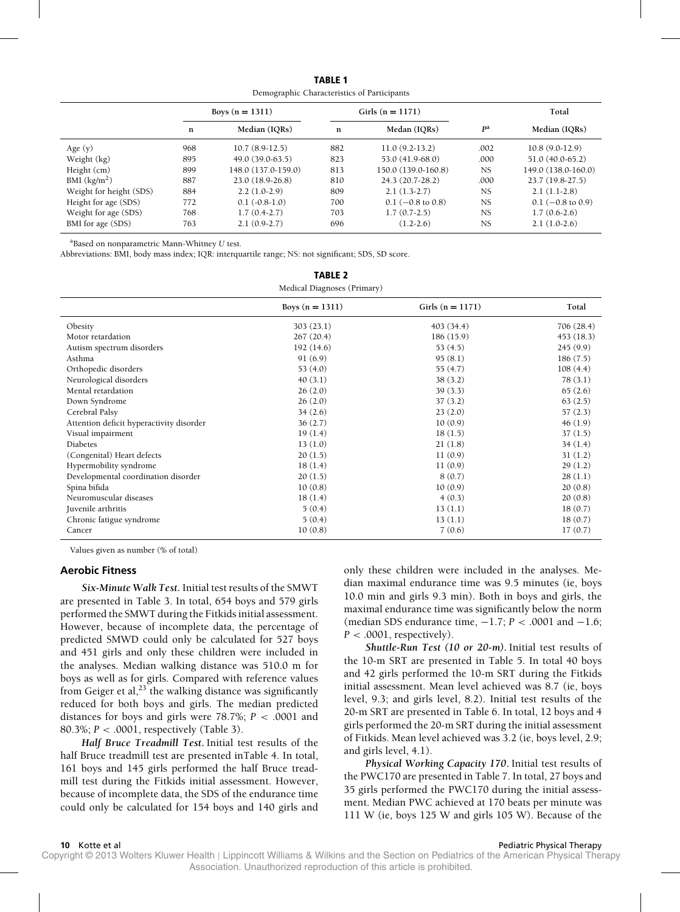**TABLE 1**

Demographic Characteristics of Participants

| | Boys (n = 1311) | | Girls (n = 1171) | | | Total |
|---|---|---|---|---|---|---|
| | n | Median (IQRs) | n | Medan (IQRs) | $P$[a] | Median (IQRs) |
| Age (y) | 968 | 10.7 (8.9-12.5) | 882 | 11.0 (9.2-13.2) | .002 | 10.8 (9.0-12.9) |
| Weight (kg) | 895 | 49.0 (39.0-63.5) | 823 | 53.0 (41.9-68.0) | .000 | 51.0 (40.0-65.2) |
| Height (cm) | 899 | 148.0 (137.0-159.0) | 813 | 150.0 (139.0-160.8) | NS | 149.0 (138.0-160.0) |
| BMI (kg/m$^2$) | 887 | 23.0 (18.9-26.8) | 810 | 24.3 (20.7-28.2) | .000 | 23.7 (19.8-27.5) |
| Weight for height (SDS) | 884 | 2.2 (1.0-2.9) | 809 | 2.1 (1.3-2.7) | NS | 2.1 (1.1-2.8) |
| Height for age (SDS) | 772 | 0.1 (-0.8-1.0) | 700 | 0.1 (−0.8 to 0.8) | NS | 0.1 (−0.8 to 0.9) |
| Weight for age (SDS) | 768 | 1.7 (0.4-2.7) | 703 | 1.7 (0.7-2.5) | NS | 1.7 (0.6-2.6) |
| BMI for age (SDS) | 763 | 2.1 (0.9-2.7) | 696 | (1.2-2.6) | NS | 2.1 (1.0-2.6) |

[a]Based on nonparametric Mann-Whitney $U$ test.

Abbreviations: BMI, body mass index; IQR: interquartile range; NS: not significant; SDS, SD score.

**TABLE 2**

Medical Diagnoses (Primary)

| | Boys (n = 1311) | Girls (n = 1171) | Total |
|---|---|---|---|
| Obesity | 303 (23.1) | 403 (34.4) | 706 (28.4) |
| Motor retardation | 267 (20.4) | 186 (15.9) | 453 (18.3) |
| Autism spectrum disorders | 192 (14.6) | 53 (4.5) | 245 (9.9) |
| Asthma | 91 (6.9) | 95 (8.1) | 186 (7.5) |
| Orthopedic disorders | 53 (4.0) | 55 (4.7) | 108 (4.4) |
| Neurological disorders | 40 (3.1) | 38 (3.2) | 78 (3.1) |
| Mental retardation | 26 (2.0) | 39 (3.3) | 65 (2.6) |
| Down Syndrome | 26 (2.0) | 37 (3.2) | 63 (2.5) |
| Cerebral Palsy | 34 (2.6) | 23 (2.0) | 57 (2.3) |
| Attention deficit hyperactivity disorder | 36 (2.7) | 10 (0.9) | 46 (1.9) |
| Visual impairment | 19 (1.4) | 18 (1.5) | 37 (1.5) |
| Diabetes | 13 (1.0) | 21 (1.8) | 34 (1.4) |
| (Congenital) Heart defects | 20 (1.5) | 11 (0.9) | 31 (1.2) |
| Hypermobility syndrome | 18 (1.4) | 11 (0.9) | 29 (1.2) |
| Developmental coordination disorder | 20 (1.5) | 8 (0.7) | 28 (1.1) |
| Spina bifida | 10 (0.8) | 10 (0.9) | 20 (0.8) |
| Neuromuscular diseases | 18 (1.4) | 4 (0.3) | 20 (0.8) |
| Juvenile arthritis | 5 (0.4) | 13 (1.1) | 18 (0.7) |
| Chronic fatigue syndrome | 5 (0.4) | 13 (1.1) | 18 (0.7) |
| Cancer | 10 (0.8) | 7 (0.6) | 17 (0.7) |

Values given as number (% of total)

## Aerobic Fitness

***Six-Minute Walk Test.*** Initial test results of the SMWT are presented in Table 3. In total, 654 boys and 579 girls performed the SMWT during the Fitkids initial assessment. However, because of incomplete data, the percentage of predicted SMWD could only be calculated for 527 boys and 451 girls and only these children were included in the analyses. Median walking distance was 510.0 m for boys as well as for girls. Compared with reference values from Geiger et al,[23] the walking distance was significantly reduced for both boys and girls. The median predicted distances for boys and girls were 78.7%; $P < .0001$ and 80.3%; $P < .0001$, respectively (Table 3).

***Half Bruce Treadmill Test.*** Initial test results of the half Bruce treadmill test are presented inTable 4. In total, 161 boys and 145 girls performed the half Bruce treadmill test during the Fitkids initial assessment. However, because of incomplete data, the SDS of the endurance time could only be calculated for 154 boys and 140 girls and only these children were included in the analyses. Median maximal endurance time was 9.5 minutes (ie, boys 10.0 min and girls 9.3 min). Both in boys and girls, the maximal endurance time was significantly below the norm (median SDS endurance time, −1.7; $P < .0001$ and −1.6; $P < .0001$, respectively).

***Shuttle-Run Test (10 or 20-m).*** Initial test results of the 10-m SRT are presented in Table 5. In total 40 boys and 42 girls performed the 10-m SRT during the Fitkids initial assessment. Mean level achieved was 8.7 (ie, boys level, 9.3; and girls level, 8.2). Initial test results of the 20-m SRT are presented in Table 6. In total, 12 boys and 4 girls performed the 20-m SRT during the initial assessment of Fitkids. Mean level achieved was 3.2 (ie, boys level, 2.9; and girls level, 4.1).

***Physical Working Capacity 170.*** Initial test results of the PWC170 are presented in Table 7. In total, 27 boys and 35 girls performed the PWC170 during the initial assessment. Median PWC achieved at 170 beats per minute was 111 W (ie, boys 125 W and girls 105 W). Because of the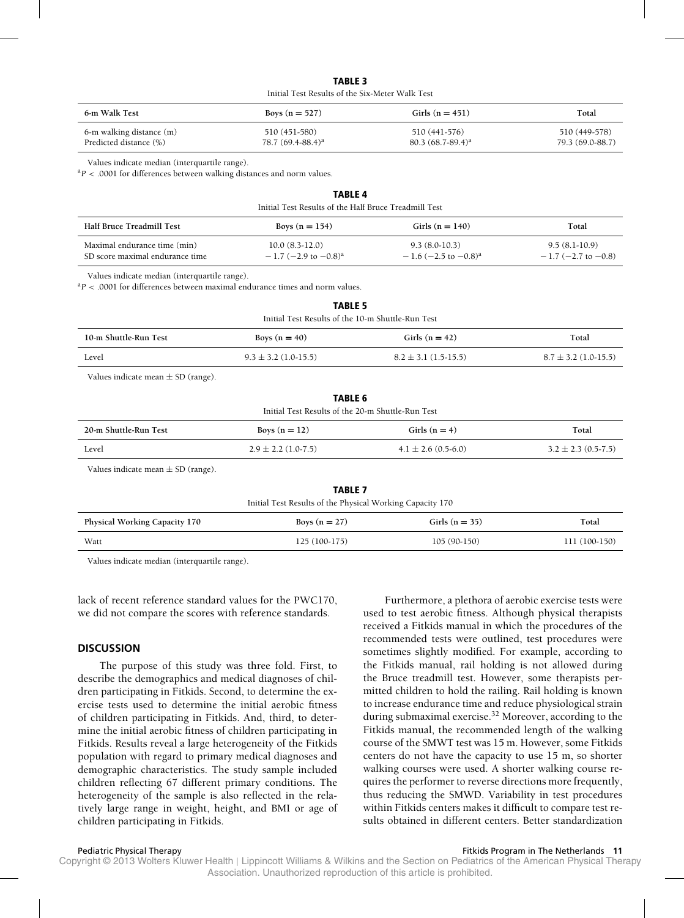**TABLE 3**

Initial Test Results of the Six-Meter Walk Test

| 6-m Walk Test | Boys (n = 527) | Girls (n = 451) | Total |
|---|---|---|---|
| 6-m walking distance (m) | 510 (451-580) | 510 (441-576) | 510 (449-578) |
| Predicted distance (%) | 78.7 (69.4-88.4)[a] | 80.3 (68.7-89.4)[a] | 79.3 (69.0-88.7) |

Values indicate median (interquartile range).

[a]$P < .0001$ for differences between walking distances and norm values.

**TABLE 4**

Initial Test Results of the Half Bruce Treadmill Test

| Half Bruce Treadmill Test | Boys (n = 154) | Girls (n = 140) | Total |
|---|---|---|---|
| Maximal endurance time (min) | 10.0 (8.3-12.0) | 9.3 (8.0-10.3) | 9.5 (8.1-10.9) |
| SD score maximal endurance time | −1.7 (−2.9 to −0.8)[a] | −1.6 (−2.5 to −0.8)[a] | −1.7 (−2.7 to −0.8) |

Values indicate median (interquartile range).

[a]$P < .0001$ for differences between maximal endurance times and norm values.

**TABLE 5**

Initial Test Results of the 10-m Shuttle-Run Test

| 10-m Shuttle-Run Test | Boys (n = 40) | Girls (n = 42) | Total |
|---|---|---|---|
| Level | 9.3 ± 3.2 (1.0-15.5) | 8.2 ± 3.1 (1.5-15.5) | 8.7 ± 3.2 (1.0-15.5) |

Values indicate mean ± SD (range).

**TABLE 6**

Initial Test Results of the 20-m Shuttle-Run Test

| 20-m Shuttle-Run Test | Boys (n = 12) | Girls (n = 4) | Total |
|---|---|---|---|
| Level | 2.9 ± 2.2 (1.0-7.5) | 4.1 ± 2.6 (0.5-6.0) | 3.2 ± 2.3 (0.5-7.5) |

Values indicate mean ± SD (range).

**TABLE 7**

Initial Test Results of the Physical Working Capacity 170

| Physical Working Capacity 170 | Boys (n = 27) | Girls (n = 35) | Total |
|---|---|---|---|
| Watt | 125 (100-175) | 105 (90-150) | 111 (100-150) |

Values indicate median (interquartile range).

lack of recent reference standard values for the PWC170, we did not compare the scores with reference standards.

## DISCUSSION

The purpose of this study was three fold. First, to describe the demographics and medical diagnoses of children participating in Fitkids. Second, to determine the exercise tests used to determine the initial aerobic fitness of children participating in Fitkids. And, third, to determine the initial aerobic fitness of children participating in Fitkids. Results reveal a large heterogeneity of the Fitkids population with regard to primary medical diagnoses and demographic characteristics. The study sample included children reflecting 67 different primary conditions. The heterogeneity of the sample is also reflected in the relatively large range in weight, height, and BMI or age of children participating in Fitkids.

Furthermore, a plethora of aerobic exercise tests were used to test aerobic fitness. Although physical therapists received a Fitkids manual in which the procedures of the recommended tests were outlined, test procedures were sometimes slightly modified. For example, according to the Fitkids manual, rail holding is not allowed during the Bruce treadmill test. However, some therapists permitted children to hold the railing. Rail holding is known to increase endurance time and reduce physiological strain during submaximal exercise.[32] Moreover, according to the Fitkids manual, the recommended length of the walking course of the SMWT test was 15 m. However, some Fitkids centers do not have the capacity to use 15 m, so shorter walking courses were used. A shorter walking course requires the performer to reverse directions more frequently, thus reducing the SMWD. Variability in test procedures within Fitkids centers makes it difficult to compare test results obtained in different centers. Better standardization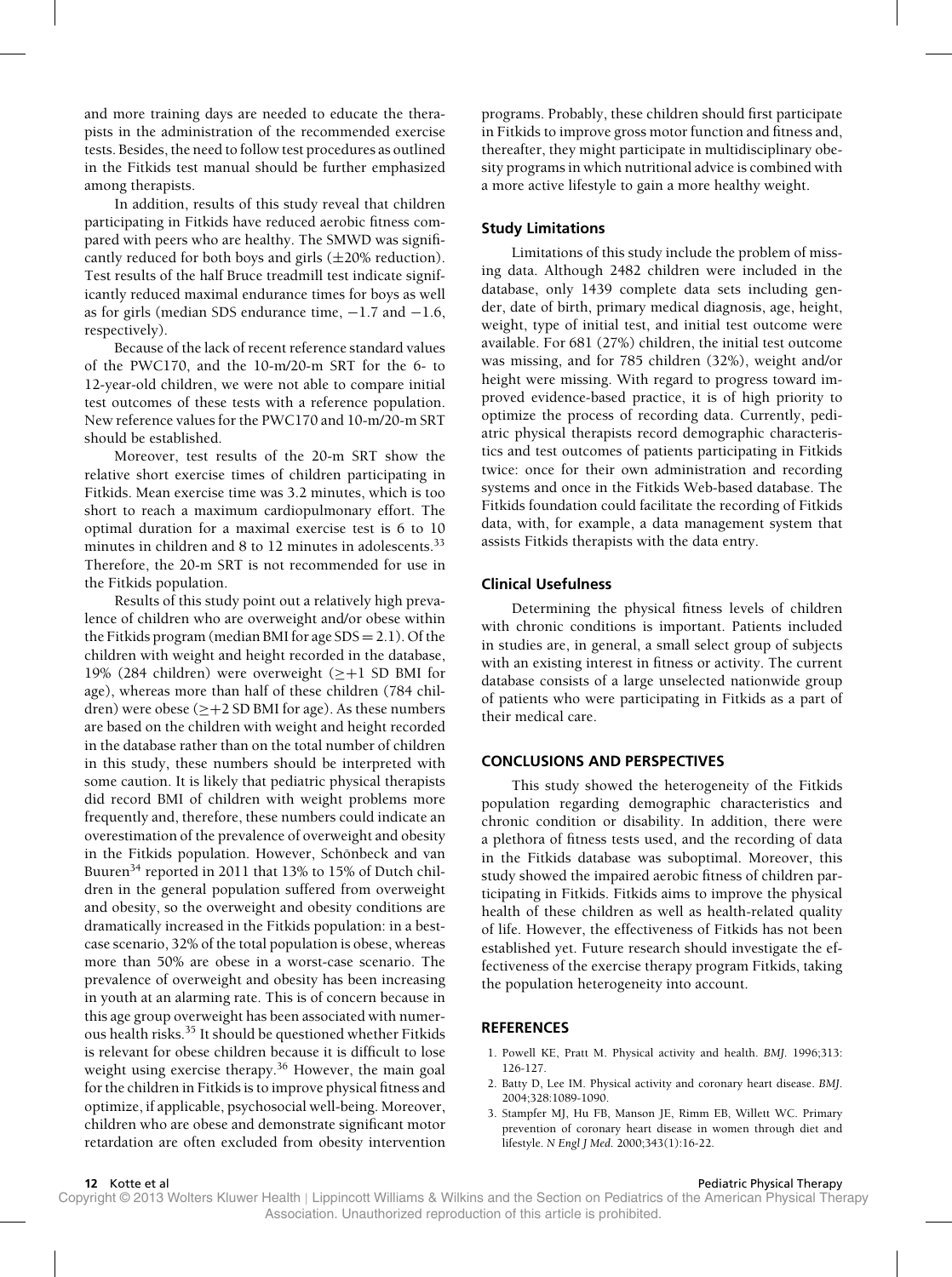and more training days are needed to educate the therapists in the administration of the recommended exercise tests. Besides, the need to follow test procedures as outlined in the Fitkids test manual should be further emphasized among therapists.

In addition, results of this study reveal that children participating in Fitkids have reduced aerobic fitness compared with peers who are healthy. The SMWD was significantly reduced for both boys and girls (±20% reduction). Test results of the half Bruce treadmill test indicate significantly reduced maximal endurance times for boys as well as for girls (median SDS endurance time, −1.7 and −1.6, respectively).

Because of the lack of recent reference standard values of the PWC170, and the 10-m/20-m SRT for the 6- to 12-year-old children, we were not able to compare initial test outcomes of these tests with a reference population. New reference values for the PWC170 and 10-m/20-m SRT should be established.

Moreover, test results of the 20-m SRT show the relative short exercise times of children participating in Fitkids. Mean exercise time was 3.2 minutes, which is too short to reach a maximum cardiopulmonary effort. The optimal duration for a maximal exercise test is 6 to 10 minutes in children and 8 to 12 minutes in adolescents.[33] Therefore, the 20-m SRT is not recommended for use in the Fitkids population.

Results of this study point out a relatively high prevalence of children who are overweight and/or obese within the Fitkids program (median BMI for age SDS = 2.1). Of the children with weight and height recorded in the database, 19% (284 children) were overweight (≥+1 SD BMI for age), whereas more than half of these children (784 children) were obese (≥+2 SD BMI for age). As these numbers are based on the children with weight and height recorded in the database rather than on the total number of children in this study, these numbers should be interpreted with some caution. It is likely that pediatric physical therapists did record BMI of children with weight problems more frequently and, therefore, these numbers could indicate an overestimation of the prevalence of overweight and obesity in the Fitkids population. However, Schönbeck and van Buuren[34] reported in 2011 that 13% to 15% of Dutch children in the general population suffered from overweight and obesity, so the overweight and obesity conditions are dramatically increased in the Fitkids population: in a best-case scenario, 32% of the total population is obese, whereas more than 50% are obese in a worst-case scenario. The prevalence of overweight and obesity has been increasing in youth at an alarming rate. This is of concern because in this age group overweight has been associated with numerous health risks.[35] It should be questioned whether Fitkids is relevant for obese children because it is difficult to lose weight using exercise therapy.[36] However, the main goal for the children in Fitkids is to improve physical fitness and optimize, if applicable, psychosocial well-being. Moreover, children who are obese and demonstrate significant motor retardation are often excluded from obesity intervention programs. Probably, these children should first participate in Fitkids to improve gross motor function and fitness and, thereafter, they might participate in multidisciplinary obesity programs in which nutritional advice is combined with a more active lifestyle to gain a more healthy weight.

### Study Limitations

Limitations of this study include the problem of missing data. Although 2482 children were included in the database, only 1439 complete data sets including gender, date of birth, primary medical diagnosis, age, height, weight, type of initial test, and initial test outcome were available. For 681 (27%) children, the initial test outcome was missing, and for 785 children (32%), weight and/or height were missing. With regard to progress toward improved evidence-based practice, it is of high priority to optimize the process of recording data. Currently, pediatric physical therapists record demographic characteristics and test outcomes of patients participating in Fitkids twice: once for their own administration and recording systems and once in the Fitkids Web-based database. The Fitkids foundation could facilitate the recording of Fitkids data, with, for example, a data management system that assists Fitkids therapists with the data entry.

### Clinical Usefulness

Determining the physical fitness levels of children with chronic conditions is important. Patients included in studies are, in general, a small select group of subjects with an existing interest in fitness or activity. The current database consists of a large unselected nationwide group of patients who were participating in Fitkids as a part of their medical care.

## CONCLUSIONS AND PERSPECTIVES

This study showed the heterogeneity of the Fitkids population regarding demographic characteristics and chronic condition or disability. In addition, there were a plethora of fitness tests used, and the recording of data in the Fitkids database was suboptimal. Moreover, this study showed the impaired aerobic fitness of children participating in Fitkids. Fitkids aims to improve the physical health of these children as well as health-related quality of life. However, the effectiveness of Fitkids has not been established yet. Future research should investigate the effectiveness of the exercise therapy program Fitkids, taking the population heterogeneity into account.

## REFERENCES

1. Powell KE, Pratt M. Physical activity and health. *BMJ.* 1996;313: 126-127.
2. Batty D, Lee IM. Physical activity and coronary heart disease. *BMJ.* 2004;328:1089-1090.
3. Stampfer MJ, Hu FB, Manson JE, Rimm EB, Willett WC. Primary prevention of coronary heart disease in women through diet and lifestyle. *N Engl J Med.* 2000;343(1):16-22.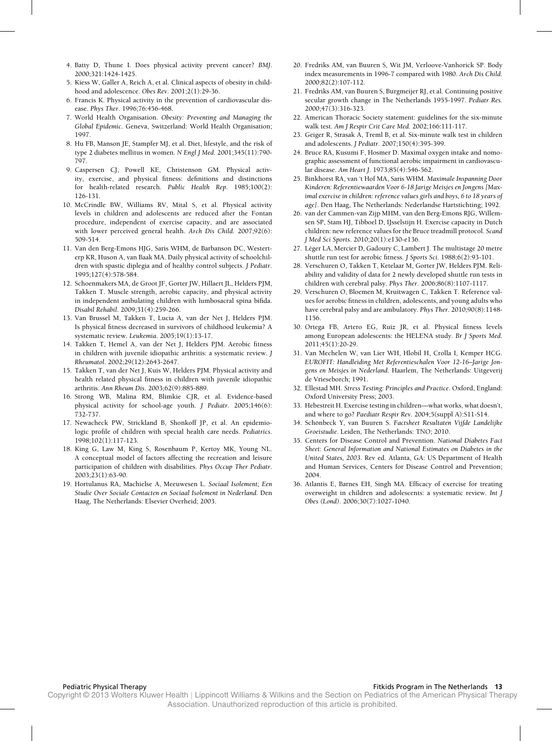4. Batty D, Thune I. Does physical activity prevent cancer? *BMJ*. 2000;321:1424-1425.
5. Kiess W, Galler A, Reich A, et al. Clinical aspects of obesity in childhood and adolescence. *Obes Rev*. 2001;2(1):29-36.
6. Francis K. Physical activity in the prevention of cardiovascular disease. *Phys Ther*. 1996;76:456-468.
7. World Health Organisation. *Obesity: Preventing and Managing the Global Epidemic*. Geneva, Switzerland: World Health Organisation; 1997.
8. Hu FB, Manson JE, Stampfer MJ, et al. Diet, lifestyle, and the risk of type 2 diabetes mellitus in women. *N Engl J Med*. 2001;345(11):790-797.
9. Caspersen CJ, Powell KE, Christenson GM. Physical activity, exercise, and physical fitness: definitions and distinctions for health-related research. *Public Health Rep*. 1985;100(2): 126-131.
10. McCrindle BW, Williams RV, Mital S, et al. Physical activity levels in children and adolescents are reduced after the Fontan procedure, independent of exercise capacity, and are associated with lower perceived general health. *Arch Dis Child*. 2007;92(6): 509-514.
11. Van den Berg-Emons HJG, Saris WHM, de Barbanson DC, Westerterp KR, Huson A, van Baak MA. Daily physical activity of schoolchildren with spastic diplegia and of healthy control subjects. *J Pediatr*. 1995;127(4):578-584.
12. Schoenmakers MA, de Groot JF, Gorter JW, Hillaert JL, Helders PJM, Takken T. Muscle strength, aerobic capacity, and physical activity in independent ambulating children with lumbosacral spina bifida. *Disabil Rehabil*. 2009;31(4):259-266.
13. Van Brussel M, Takken T, Lucia A, van der Net J, Helders PJM. Is physical fitness decreased in survivors of childhood leukemia? A systematic review. *Leukemia*. 2005;19(1):13-17.
14. Takken T, Hemel A, van der Net J, Helders PJM. Aerobic fitness in children with juvenile idiopathic arthritis: a systematic review. *J Rheumatol*. 2002;29(12):2643-2647.
15. Takken T, van der Net J, Kuis W, Helders PJM. Physical activity and health related physical fitness in children with juvenile idiopathic arthritis. *Ann Rheum Dis*. 2003;62(9):885-889.
16. Strong WB, Malina RM, Blimkie CJR, et al. Evidence-based physical activity for school-age youth. *J Pediatr*. 2005;146(6): 732-737.
17. Newacheck PW, Strickland B, Shonkoff JP, et al. An epidemiologic profile of children with special health care needs. *Pediatrics*. 1998;102(1):117-123.
18. King G, Law M, King S, Rosenbaum P, Kertoy MK, Young NL. A conceptual model of factors affecting the recreation and leisure participation of children with disabilities. *Phys Occup Ther Pediatr*. 2003;23(1):63-90.
19. Hortulanus RA, Machielse A, Meeuwesen L. *Sociaal Isolement; Een Studie Over Sociale Contacten en Sociaal Isolement in Nederland*. Den Haag, The Netherlands: Elsevier Overheid; 2003.
20. Fredriks AM, van Buuren S, Wit JM, Verloove-Vanhorick SP. Body index measurements in 1996-7 compared with 1980. *Arch Dis Child*. 2000;82(2):107-112.
21. Fredriks AM, van Buuren S, Burgmeijer RJ, et al. Continuing positive secular growth change in The Netherlands 1955-1997. *Pediatr Res*. 2000;47(3):316-323.
22. American Thoracic Society statement: guidelines for the six-minute walk test. *Am J Respir Crit Care Med*. 2002;166:111-117.
23. Geiger R, Strasak A, Treml B, et al. Six-minute walk test in children and adolescents. *J Pediatr*. 2007;150(4):395-399.
24. Bruce RA, Kusumi F, Hosmer D. Maximal oxygen intake and nomographic assessment of functional aerobic impairment in cardiovascular disease. *Am Heart J*. 1973;85(4):546-562.
25. Binkhorst RA, van 't Hof MA, Saris WHM. *Maximale Inspanning Door Kinderen: Referentiewaarden Voor 6-18 Jarige Meisjes en Jongens [Maximal exercise in children: reference values girls and boys, 6 to 18 years of age]*. Den Haag, The Netherlands: Nederlandse Hartstichting; 1992.
26. van der Cammen-van Zijp MHM, van den Berg-Emons RJG, Willemsen SP, Stam HJ, Tibboel D, IJsselstijn H. Exercise capacity in Dutch children: new reference values for the Bruce treadmill protocol. *Scand J Med Sci Sports*. 2010;20(1):e130-e136.
27. Léger LA, Mercier D, Gadoury C, Lambert J. The multistage 20 metre shuttle run test for aerobic fitness. *J Sports Sci*. 1988;6(2):93-101.
28. Verschuren O, Takken T, Ketelaar M, Gorter JW, Helders PJM. Reliability and validity of data for 2 newly developed shuttle run tests in children with cerebral palsy. *Phys Ther*. 2006;86(8):1107-1117.
29. Verschuren O, Bloemen M, Kruitwagen C, Takken T. Reference values for aerobic fitness in children, adolescents, and young adults who have cerebral palsy and are ambulatory. *Phys Ther*. 2010;90(8):1148-1156.
30. Ortega FB, Artero EG, Ruiz JR, et al. Physical fitness levels among European adolescents: the HELENA study. *Br J Sports Med*. 2011;45(1):20-29.
31. Van Mechelen W, van Lier WH, Hlobil H, Crolla I, Kemper HCG. *EUROFIT: Handleiding Met Referentieschalen Voor 12-16–Jarige Jongens en Meisjes in Nederland*. Haarlem, The Netherlands: Uitgeverij de Vrieseborch; 1991.
32. Ellestad MH. *Stress Testing: Principles and Practice*. Oxford, England: Oxford University Press; 2003.
33. Hebestreit H. Exercise testing in children—what works, what doesn't, and where to go? *Paediatr Respir Rev*. 2004;5(suppl A):S11-S14.
34. Schonbeck Y, van Buuren S. *Factsheet Resultaten Vijfde Landelijke Groeistudie*. Leiden, The Netherlands: TNO; 2010.
35. Centers for Disease Control and Prevention. *National Diabetes Fact Sheet: General Information and National Estimates on Diabetes in the United States, 2003*. Rev ed. Atlanta, GA: US Department of Health and Human Services, Centers for Disease Control and Prevention; 2004.
36. Atlantis E, Barnes EH, Singh MA. Efficacy of exercise for treating overweight in children and adolescents: a systematic review. *Int J Obes (Lond)*. 2006;30(7):1027-1040.